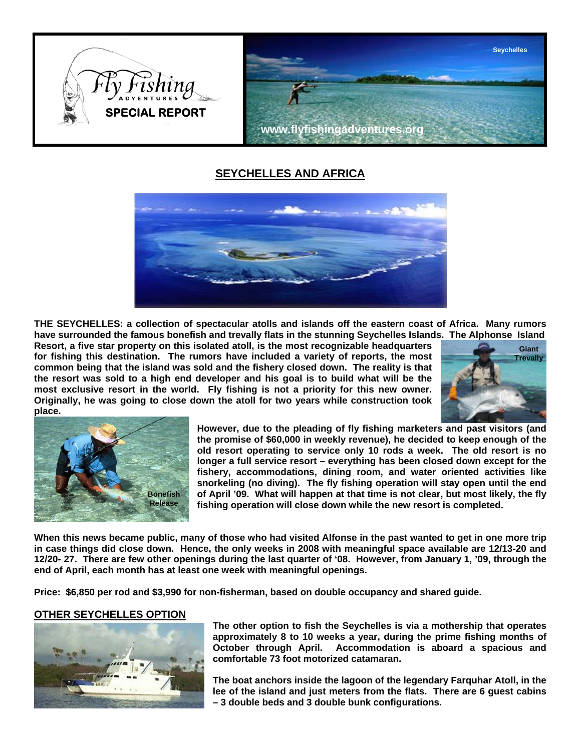Fly Fishing ADVENTURES

SPECIAL REPORT

Seychelles

www.flyfishingadventures.org

## SEYCHELLES AND AFRICA

**THE SEYCHELLES: a collection of spectacular atolls and islands off the eastern coast of Africa. Many rumors have surrounded the famous bonefish and trevally flats in the stunning Seychelles Islands. The Alphonse Island Resort, a five star property on this isolated atoll, is the most recognizable headquarters for fishing this destination. The rumors have included a variety of reports, the most common being that the island was sold and the fishery closed down. The reality is that the resort was sold to a high end developer and his goal is to build what will be the most exclusive resort in the world. Fly fishing is not a priority for this new owner. Originally, he was going to close down the atoll for two years while construction took place.**

Giant Trevally

Bonefish Release

**However, due to the pleading of fly fishing marketers and past visitors (and the promise of $60,000 in weekly revenue), he decided to keep enough of the old resort operating to service only 10 rods a week. The old resort is no longer a full service resort – everything has been closed down except for the fishery, accommodations, dining room, and water oriented activities like snorkeling (no diving). The fly fishing operation will stay open until the end of April '09. What will happen at that time is not clear, but most likely, the fly fishing operation will close down while the new resort is completed.**

**When this news became public, many of those who had visited Alfonse in the past wanted to get in one more trip in case things did close down. Hence, the only weeks in 2008 with meaningful space available are 12/13-20 and 12/20- 27. There are few other openings during the last quarter of '08. However, from January 1, '09, through the end of April, each month has at least one week with meaningful openings.**

**Price: $6,850 per rod and $3,990 for non-fisherman, based on double occupancy and shared guide.**

### OTHER SEYCHELLES OPTION

**The other option to fish the Seychelles is via a mothership that operates approximately 8 to 10 weeks a year, during the prime fishing months of October through April. Accommodation is aboard a spacious and comfortable 73 foot motorized catamaran.**

**The boat anchors inside the lagoon of the legendary Farquhar Atoll, in the lee of the island and just meters from the flats. There are 6 guest cabins – 3 double beds and 3 double bunk configurations.**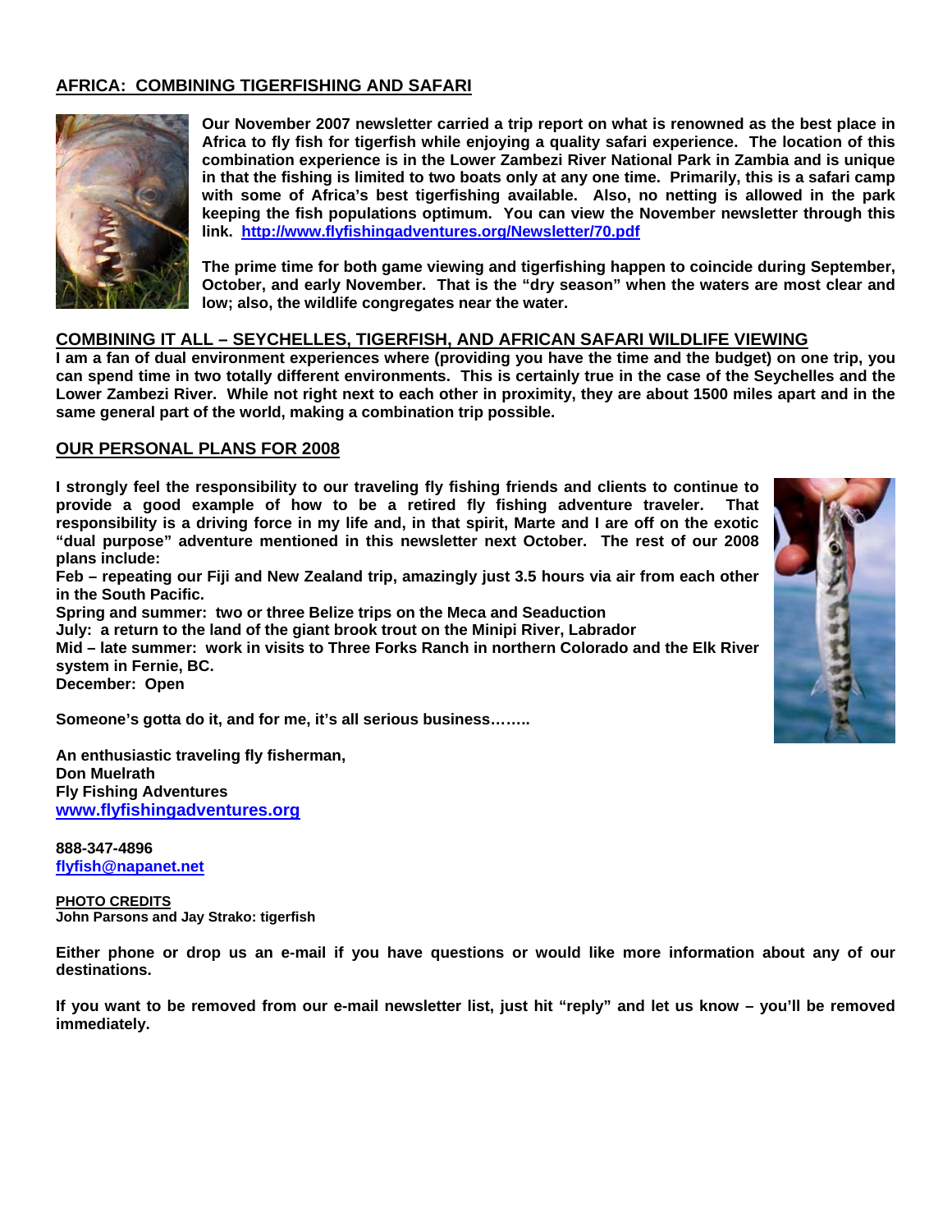## AFRICA: COMBINING TIGERFISHING AND SAFARI

**Our November 2007 newsletter carried a trip report on what is renowned as the best place in Africa to fly fish for tigerfish while enjoying a quality safari experience. The location of this combination experience is in the Lower Zambezi River National Park in Zambia and is unique in that the fishing is limited to two boats only at any one time. Primarily, this is a safari camp with some of Africa's best tigerfishing available. Also, no netting is allowed in the park keeping the fish populations optimum. You can view the November newsletter through this link. http://www.flyfishingadventures.org/Newsletter/70.pdf**

**The prime time for both game viewing and tigerfishing happen to coincide during September, October, and early November. That is the "dry season" when the waters are most clear and low; also, the wildlife congregates near the water.**

## COMBINING IT ALL – SEYCHELLES, TIGERFISH, AND AFRICAN SAFARI WILDLIFE VIEWING

**I am a fan of dual environment experiences where (providing you have the time and the budget) on one trip, you can spend time in two totally different environments. This is certainly true in the case of the Seychelles and the Lower Zambezi River. While not right next to each other in proximity, they are about 1500 miles apart and in the same general part of the world, making a combination trip possible.**

## OUR PERSONAL PLANS FOR 2008

**I strongly feel the responsibility to our traveling fly fishing friends and clients to continue to provide a good example of how to be a retired fly fishing adventure traveler. That responsibility is a driving force in my life and, in that spirit, Marte and I are off on the exotic "dual purpose" adventure mentioned in this newsletter next October. The rest of our 2008 plans include:**
**Feb – repeating our Fiji and New Zealand trip, amazingly just 3.5 hours via air from each other in the South Pacific.**
**Spring and summer: two or three Belize trips on the Meca and Seaduction**
**July: a return to the land of the giant brook trout on the Minipi River, Labrador**
**Mid – late summer: work in visits to Three Forks Ranch in northern Colorado and the Elk River system in Fernie, BC.**
**December: Open**

**Someone's gotta do it, and for me, it's all serious business……..**

**An enthusiastic traveling fly fisherman,**
**Don Muelrath**
**Fly Fishing Adventures**
**www.flyfishingadventures.org**

**888-347-4896**
**flyfish@napanet.net**

**PHOTO CREDITS**
**John Parsons and Jay Strako: tigerfish**

**Either phone or drop us an e-mail if you have questions or would like more information about any of our destinations.**

**If you want to be removed from our e-mail newsletter list, just hit "reply" and let us know – you'll be removed immediately.**